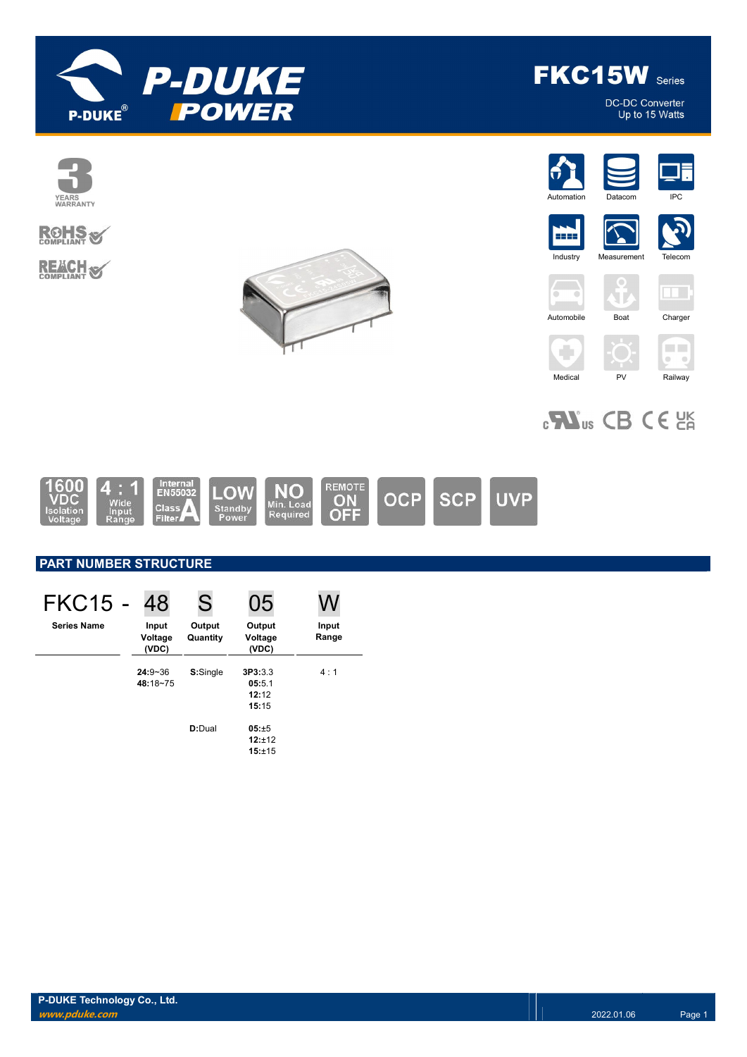# FKC15W Series

DC-DC Converter
Up to 15 Watts

3 YEARS WARRANTY

RoHS COMPLIANT

REACH COMPLIANT

Automation | Datacom | IPC | Industry | Measurement | Telecom | Automobile | Boat | Charger | Medical | PV | Railway

1600 VDC Isolation Voltage | 4 : 1 Wide Input Range | Internal EN55032 Class A Filter | LOW Standby Power | NO Min. Load Required | REMOTE ON OFF | OCP | SCP | UVP

## PART NUMBER STRUCTURE

| FKC15 - | 48 | S | 05 | W |
|---|---|---|---|---|
| **Series Name** | **Input Voltage (VDC)** | **Output Quantity** | **Output Voltage (VDC)** | **Input Range** |
| | **24:**9~36<br>**48:**18~75 | **S:**Single | **3P3:**3.3<br>**05:**5.1<br>**12:**12<br>**15:**15 | 4 : 1 |
| | | **D:**Dual | **05:**±5<br>**12:**±12<br>**15:**±15 | |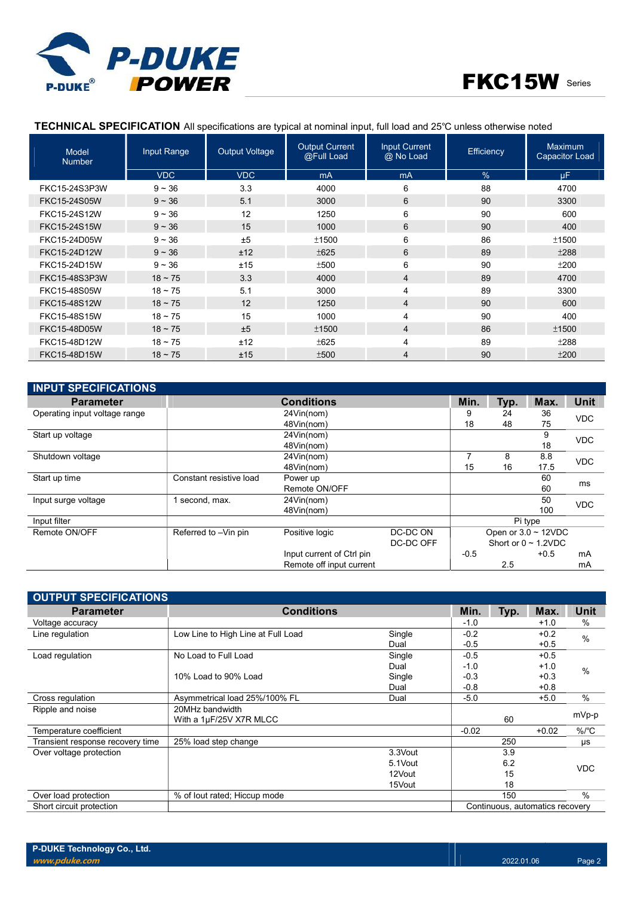## TECHNICAL SPECIFICATION

All specifications are typical at nominal input, full load and 25℃ unless otherwise noted

| Model Number | Input Range | Output Voltage | Output Current @Full Load | Input Current @ No Load | Efficiency | Maximum Capacitor Load |
|---|---|---|---|---|---|---|
| | VDC | VDC | mA | mA | % | µF |
| FKC15-24S3P3W | 9 ~ 36 | 3.3 | 4000 | 6 | 88 | 4700 |
| FKC15-24S05W | 9 ~ 36 | 5.1 | 3000 | 6 | 90 | 3300 |
| FKC15-24S12W | 9 ~ 36 | 12 | 1250 | 6 | 90 | 600 |
| FKC15-24S15W | 9 ~ 36 | 15 | 1000 | 6 | 90 | 400 |
| FKC15-24D05W | 9 ~ 36 | ±5 | ±1500 | 6 | 86 | ±1500 |
| FKC15-24D12W | 9 ~ 36 | ±12 | ±625 | 6 | 89 | ±288 |
| FKC15-24D15W | 9 ~ 36 | ±15 | ±500 | 6 | 90 | ±200 |
| FKC15-48S3P3W | 18 ~ 75 | 3.3 | 4000 | 4 | 89 | 4700 |
| FKC15-48S05W | 18 ~ 75 | 5.1 | 3000 | 4 | 89 | 3300 |
| FKC15-48S12W | 18 ~ 75 | 12 | 1250 | 4 | 90 | 600 |
| FKC15-48S15W | 18 ~ 75 | 15 | 1000 | 4 | 90 | 400 |
| FKC15-48D05W | 18 ~ 75 | ±5 | ±1500 | 4 | 86 | ±1500 |
| FKC15-48D12W | 18 ~ 75 | ±12 | ±625 | 4 | 89 | ±288 |
| FKC15-48D15W | 18 ~ 75 | ±15 | ±500 | 4 | 90 | ±200 |

## INPUT SPECIFICATIONS

| Parameter | Conditions | | | Min. | Typ. | Max. | Unit |
|---|---|---|---|---|---|---|---|
| Operating input voltage range | | 24Vin(nom)<br>48Vin(nom) | | 9<br>18 | 24<br>48 | 36<br>75 | VDC |
| Start up voltage | | 24Vin(nom)<br>48Vin(nom) | | | | 9<br>18 | VDC |
| Shutdown voltage | | 24Vin(nom)<br>48Vin(nom) | | 7<br>15 | 8<br>16 | 8.8<br>17.5 | VDC |
| Start up time | Constant resistive load | Power up<br>Remote ON/OFF | | | | 60<br>60 | ms |
| Input surge voltage | 1 second, max. | 24Vin(nom)<br>48Vin(nom) | | | | 50<br>100 | VDC |
| Input filter | | | | Pi type | | | |
| Remote ON/OFF | Referred to –Vin pin | Positive logic | DC-DC ON<br>DC-DC OFF | Open or 3.0 ~ 12VDC<br>Short or 0 ~ 1.2VDC | | | |
| | | Input current of Ctrl pin | | -0.5 | | +0.5 | mA |
| | | Remote off input current | | | 2.5 | | mA |

## OUTPUT SPECIFICATIONS

| Parameter | Conditions | | Min. | Typ. | Max. | Unit |
|---|---|---|---|---|---|---|
| Voltage accuracy | | | -1.0 | | +1.0 | % |
| Line regulation | Low Line to High Line at Full Load | Single<br>Dual | -0.2<br>-0.5 | | +0.2<br>+0.5 | % |
| Load regulation | No Load to Full Load | Single<br>Dual | -0.5<br>-1.0 | | +0.5<br>+1.0 | % |
| | 10% Load to 90% Load | Single<br>Dual | -0.3<br>-0.8 | | +0.3<br>+0.8 | % |
| Cross regulation | Asymmetrical load 25%/100% FL | Dual | -5.0 | | +5.0 | % |
| Ripple and noise | 20MHz bandwidth<br>With a 1µF/25V X7R MLCC | | | 60 | | mVp-p |
| Temperature coefficient | | | -0.02 | | +0.02 | %/℃ |
| Transient response recovery time | 25% load step change | | | 250 | | µs |
| Over voltage protection | | 3.3Vout<br>5.1Vout<br>12Vout<br>15Vout | | 3.9<br>6.2<br>15<br>18 | | VDC |
| Over load protection | % of Iout rated; Hiccup mode | | | 150 | | % |
| Short circuit protection | | | Continuous, automatics recovery | | | |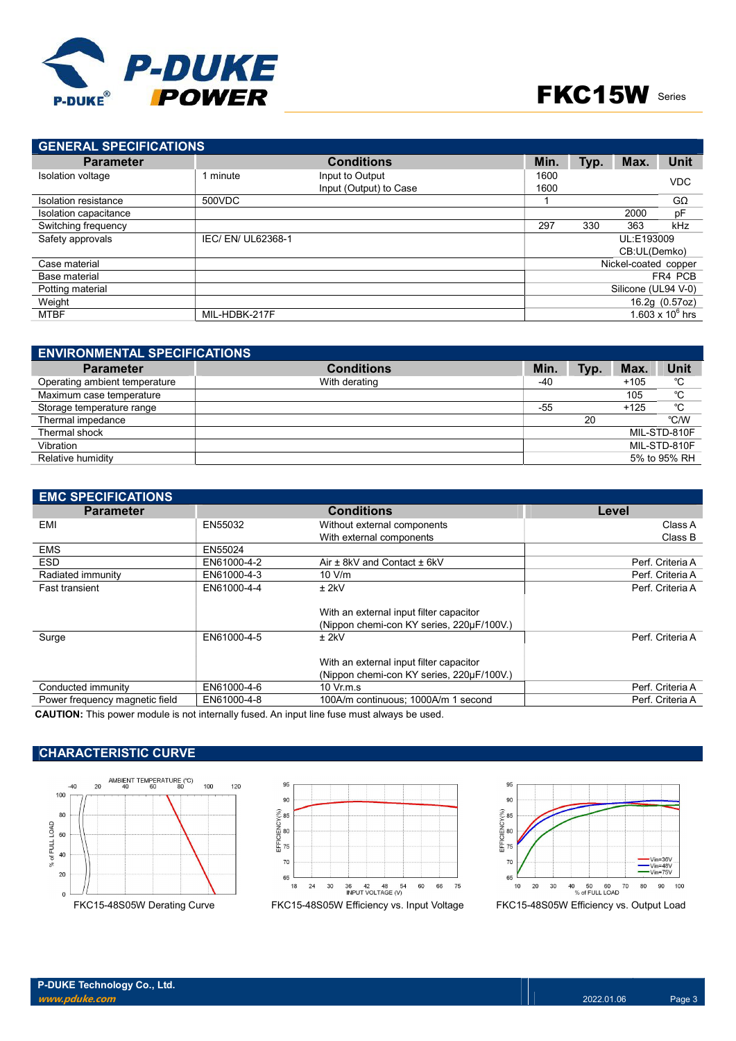## GENERAL SPECIFICATIONS

| Parameter | Conditions | | Min. | Typ. | Max. | Unit |
|---|---|---|---|---|---|---|
| Isolation voltage | 1 minute | Input to Output<br>Input (Output) to Case | 1600<br>1600 | | | VDC |
| Isolation resistance | 500VDC | | 1 | | | GΩ |
| Isolation capacitance | | | | | 2000 | pF |
| Switching frequency | | | 297 | 330 | 363 | kHz |
| Safety approvals | IEC/ EN/ UL62368-1 | | | | UL:E193009<br>CB:UL(Demko) | |
| Case material | | | | | Nickel-coated copper | |
| Base material | | | | | FR4 PCB | |
| Potting material | | | | | Silicone (UL94 V-0) | |
| Weight | | | | | 16.2g (0.57oz) | |
| MTBF | MIL-HDBK-217F | | | | $1.603 \times 10^{6}$ hrs | |

## ENVIRONMENTAL SPECIFICATIONS

| Parameter | Conditions | Min. | Typ. | Max. | Unit |
|---|---|---|---|---|---|
| Operating ambient temperature | With derating | -40 | | +105 | ℃ |
| Maximum case temperature | | | | 105 | ℃ |
| Storage temperature range | | -55 | | +125 | ℃ |
| Thermal impedance | | | 20 | | ℃/W |
| Thermal shock | | | | | MIL-STD-810F |
| Vibration | | | | | MIL-STD-810F |
| Relative humidity | | | | | 5% to 95% RH |

## EMC SPECIFICATIONS

| Parameter | Conditions | | Level |
|---|---|---|---|
| EMI | EN55032 | Without external components<br>With external components | Class A<br>Class B |
| EMS | EN55024 | | |
| ESD | EN61000-4-2 | Air ± 8kV and Contact ± 6kV | Perf. Criteria A |
| Radiated immunity | EN61000-4-3 | 10 V/m | Perf. Criteria A |
| Fast transient | EN61000-4-4 | ± 2kV<br><br>With an external input filter capacitor<br>(Nippon chemi-con KY series, 220μF/100V.) | Perf. Criteria A |
| Surge | EN61000-4-5 | ± 2kV<br><br>With an external input filter capacitor<br>(Nippon chemi-con KY series, 220μF/100V.) | Perf. Criteria A |
| Conducted immunity | EN61000-4-6 | 10 Vr.m.s | Perf. Criteria A |
| Power frequency magnetic field | EN61000-4-8 | 100A/m continuous; 1000A/m 1 second | Perf. Criteria A |

**CAUTION:** This power module is not internally fused. An input line fuse must always be used.

## CHARACTERISTIC CURVE

FKC15-48S05W Derating Curve

FKC15-48S05W Efficiency vs. Input Voltage

FKC15-48S05W Efficiency vs. Output Load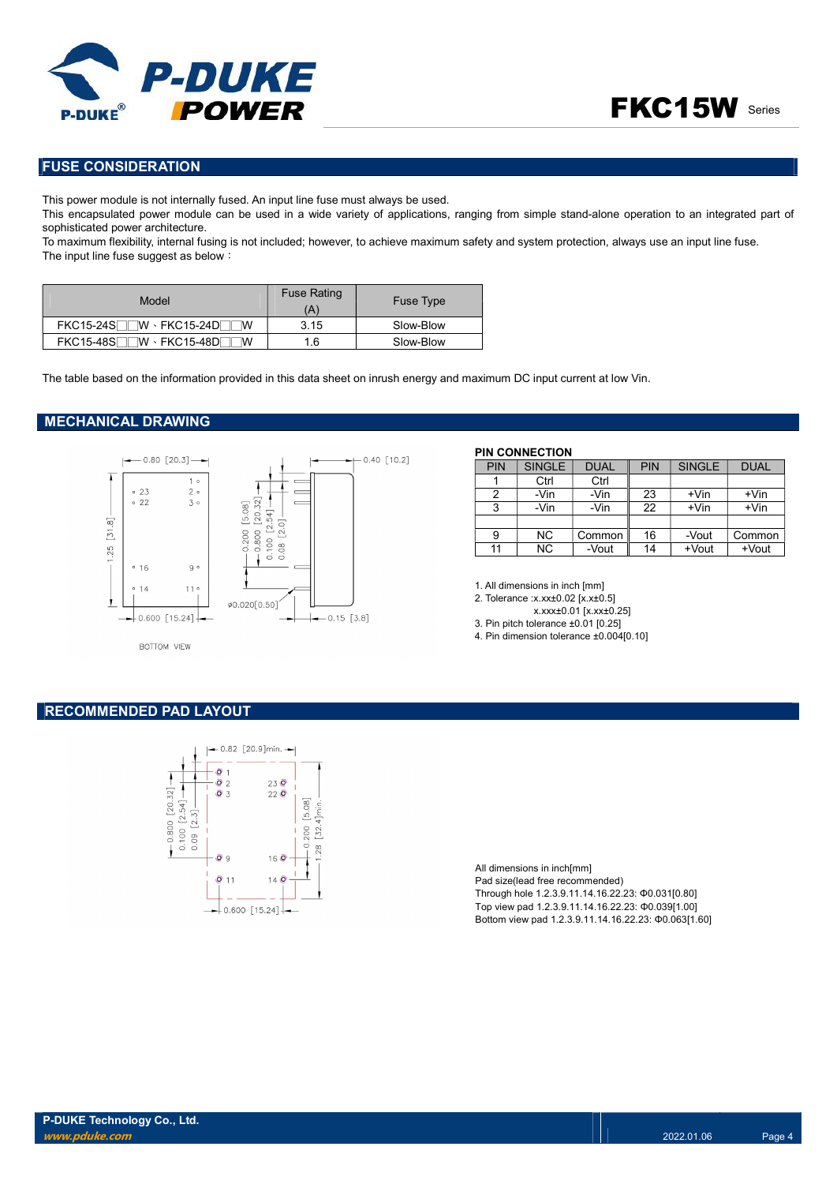## FUSE CONSIDERATION

This power module is not internally fused. An input line fuse must always be used.
This encapsulated power module can be used in a wide variety of applications, ranging from simple stand-alone operation to an integrated part of sophisticated power architecture.
To maximum flexibility, internal fusing is not included; however, to achieve maximum safety and system protection, always use an input line fuse.
The input line fuse suggest as below：

| Model | Fuse Rating (A) | Fuse Type |
|---|---|---|
| FKC15-24S□□W、FKC15-24D□□W | 3.15 | Slow-Blow |
| FKC15-48S□□W、FKC15-48D□□W | 1.6 | Slow-Blow |

The table based on the information provided in this data sheet on inrush energy and maximum DC input current at low Vin.

## MECHANICAL DRAWING

**PIN CONNECTION**

| PIN | SINGLE | DUAL | PIN | SINGLE | DUAL |
|---|---|---|---|---|---|
| 1 | Ctrl | Ctrl | | | |
| 2 | -Vin | -Vin | 23 | +Vin | +Vin |
| 3 | -Vin | -Vin | 22 | +Vin | +Vin |
| | | | | | |
| 9 | NC | Common | 16 | -Vout | Common |
| 11 | NC | -Vout | 14 | +Vout | +Vout |

1. All dimensions in inch [mm]
2. Tolerance :x.xx±0.02 [x.x±0.5]
   x.xxx±0.01 [x.xx±0.25]
3. Pin pitch tolerance ±0.01 [0.25]
4. Pin dimension tolerance ±0.004[0.10]

## RECOMMENDED PAD LAYOUT

All dimensions in inch[mm]
Pad size(lead free recommended)
Through hole 1.2.3.9.11.14.16.22.23: Φ0.031[0.80]
Top view pad 1.2.3.9.11.14.16.22.23: Φ0.039[1.00]
Bottom view pad 1.2.3.9.11.14.16.22.23: Φ0.063[1.60]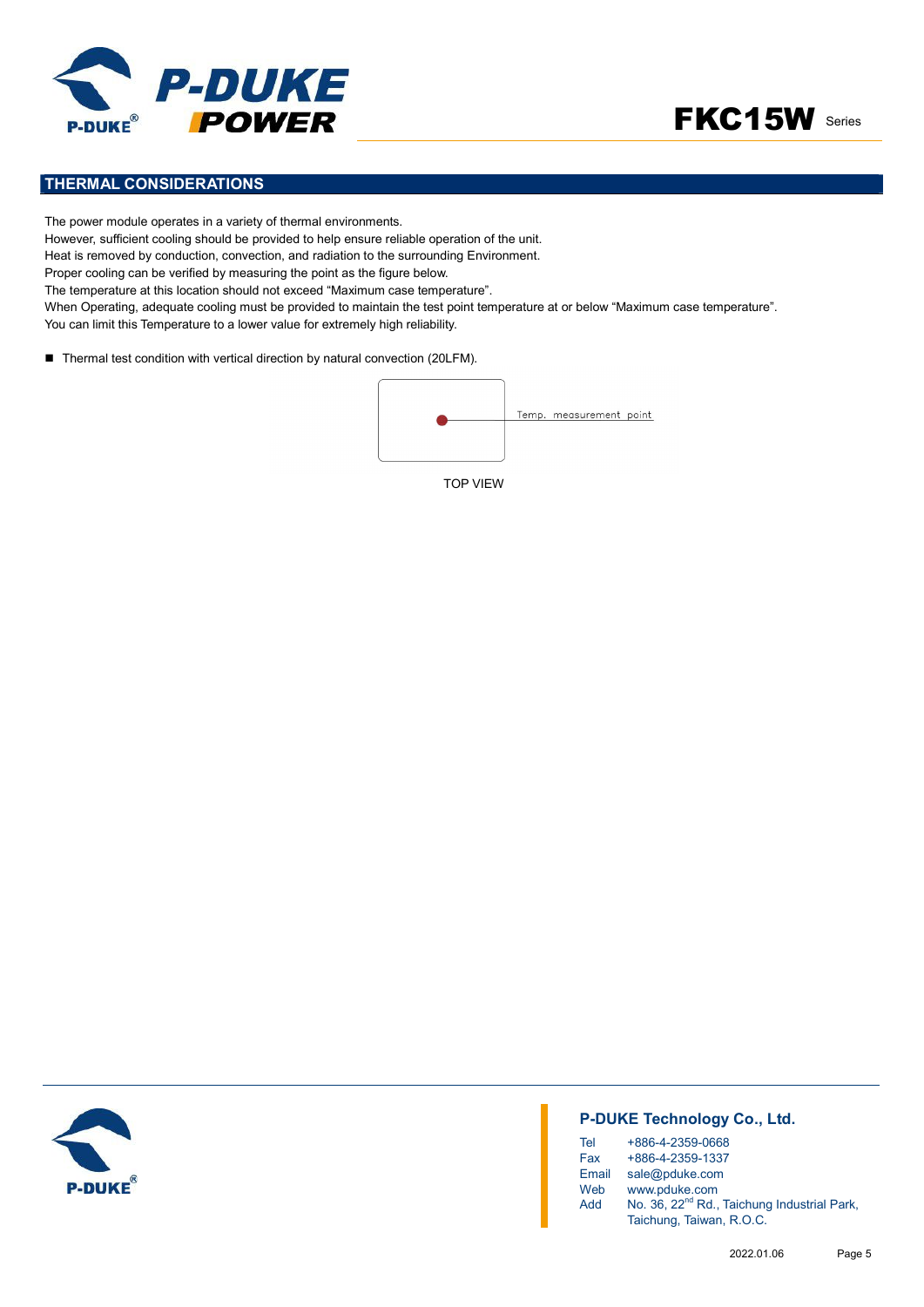## THERMAL CONSIDERATIONS

The power module operates in a variety of thermal environments.
However, sufficient cooling should be provided to help ensure reliable operation of the unit.
Heat is removed by conduction, convection, and radiation to the surrounding Environment.
Proper cooling can be verified by measuring the point as the figure below.
The temperature at this location should not exceed "Maximum case temperature".
When Operating, adequate cooling must be provided to maintain the test point temperature at or below "Maximum case temperature".
You can limit this Temperature to a lower value for extremely high reliability.

- Thermal test condition with vertical direction by natural convection (20LFM).

Temp. measurement point

TOP VIEW

**P-DUKE Technology Co., Ltd.**

Tel +886-4-2359-0668
Fax +886-4-2359-1337
Email sale@pduke.com
Web www.pduke.com
Add No. 36, 22nd Rd., Taichung Industrial Park, Taichung, Taiwan, R.O.C.

2022.01.06